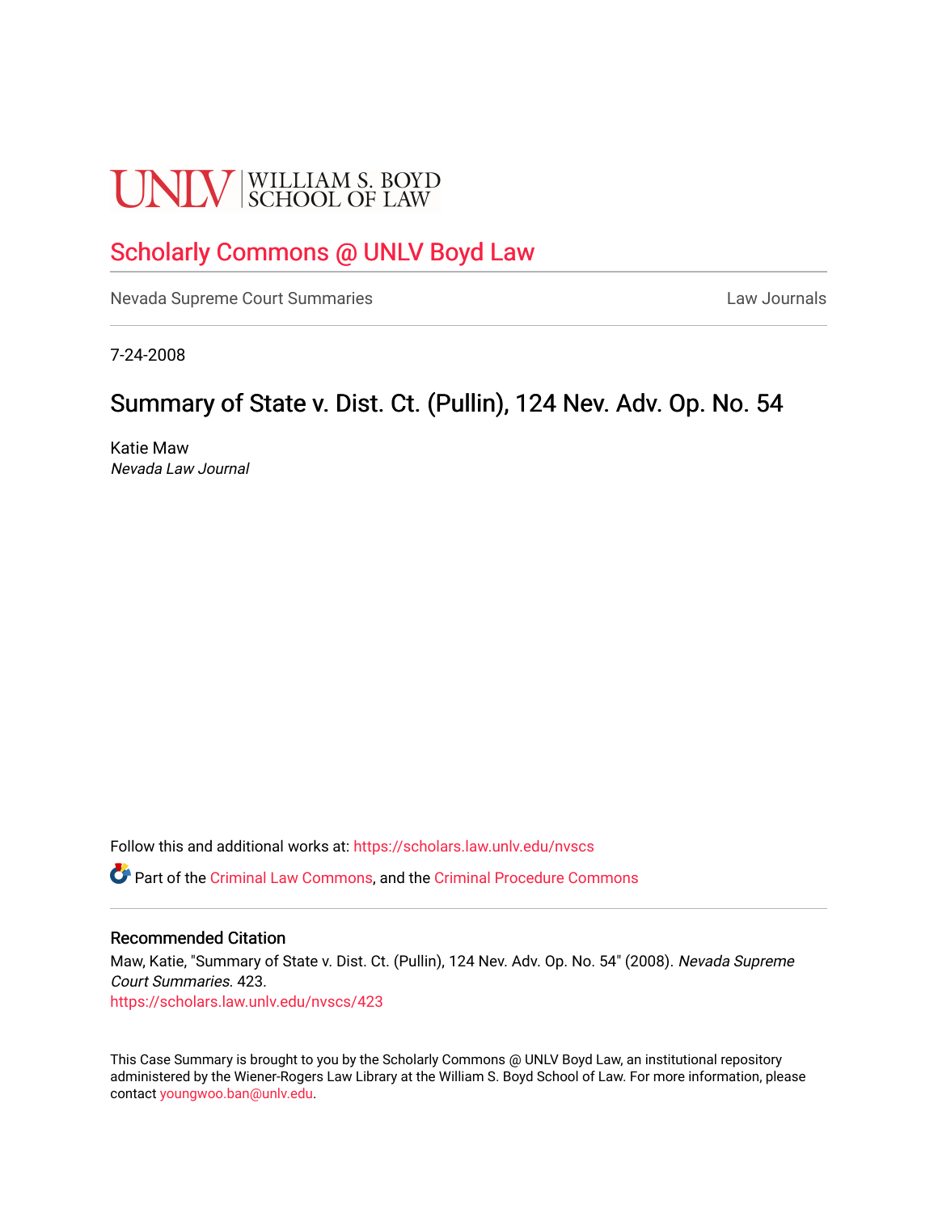UNLV | WILLIAM S. BOYD SCHOOL OF LAW

## Scholarly Commons @ UNLV Boyd Law

Nevada Supreme Court Summaries | Law Journals

7-24-2008

# Summary of State v. Dist. Ct. (Pullin), 124 Nev. Adv. Op. No. 54

Katie Maw
*Nevada Law Journal*

Follow this and additional works at: https://scholars.law.unlv.edu/nvscs

Part of the Criminal Law Commons, and the Criminal Procedure Commons

### Recommended Citation

Maw, Katie, "Summary of State v. Dist. Ct. (Pullin), 124 Nev. Adv. Op. No. 54" (2008). *Nevada Supreme Court Summaries*. 423.
https://scholars.law.unlv.edu/nvscs/423

This Case Summary is brought to you by the Scholarly Commons @ UNLV Boyd Law, an institutional repository administered by the Wiener-Rogers Law Library at the William S. Boyd School of Law. For more information, please contact youngwoo.ban@unlv.edu.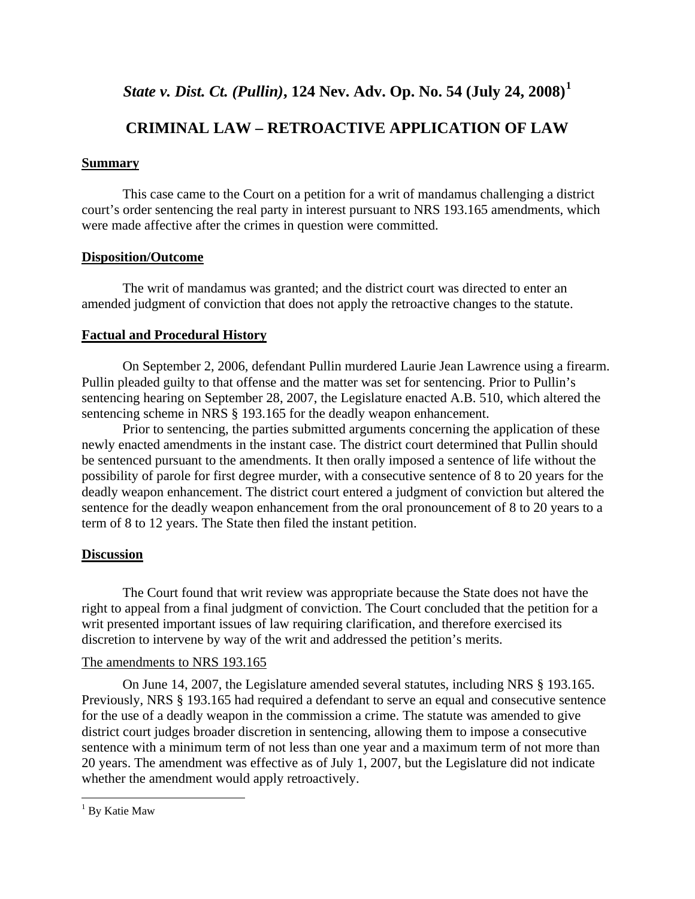# *State v. Dist. Ct. (Pullin)*, 124 Nev. Adv. Op. No. 54 (July 24, 2008)[1]

## CRIMINAL LAW – RETROACTIVE APPLICATION OF LAW

### Summary

This case came to the Court on a petition for a writ of mandamus challenging a district court's order sentencing the real party in interest pursuant to NRS 193.165 amendments, which were made affective after the crimes in question were committed.

### Disposition/Outcome

The writ of mandamus was granted; and the district court was directed to enter an amended judgment of conviction that does not apply the retroactive changes to the statute.

### Factual and Procedural History

On September 2, 2006, defendant Pullin murdered Laurie Jean Lawrence using a firearm. Pullin pleaded guilty to that offense and the matter was set for sentencing. Prior to Pullin's sentencing hearing on September 28, 2007, the Legislature enacted A.B. 510, which altered the sentencing scheme in NRS § 193.165 for the deadly weapon enhancement.

Prior to sentencing, the parties submitted arguments concerning the application of these newly enacted amendments in the instant case. The district court determined that Pullin should be sentenced pursuant to the amendments. It then orally imposed a sentence of life without the possibility of parole for first degree murder, with a consecutive sentence of 8 to 20 years for the deadly weapon enhancement. The district court entered a judgment of conviction but altered the sentence for the deadly weapon enhancement from the oral pronouncement of 8 to 20 years to a term of 8 to 12 years. The State then filed the instant petition.

### Discussion

The Court found that writ review was appropriate because the State does not have the right to appeal from a final judgment of conviction. The Court concluded that the petition for a writ presented important issues of law requiring clarification, and therefore exercised its discretion to intervene by way of the writ and addressed the petition's merits.

The amendments to NRS 193.165

On June 14, 2007, the Legislature amended several statutes, including NRS § 193.165. Previously, NRS § 193.165 had required a defendant to serve an equal and consecutive sentence for the use of a deadly weapon in the commission a crime. The statute was amended to give district court judges broader discretion in sentencing, allowing them to impose a consecutive sentence with a minimum term of not less than one year and a maximum term of not more than 20 years. The amendment was effective as of July 1, 2007, but the Legislature did not indicate whether the amendment would apply retroactively.

[1] By Katie Maw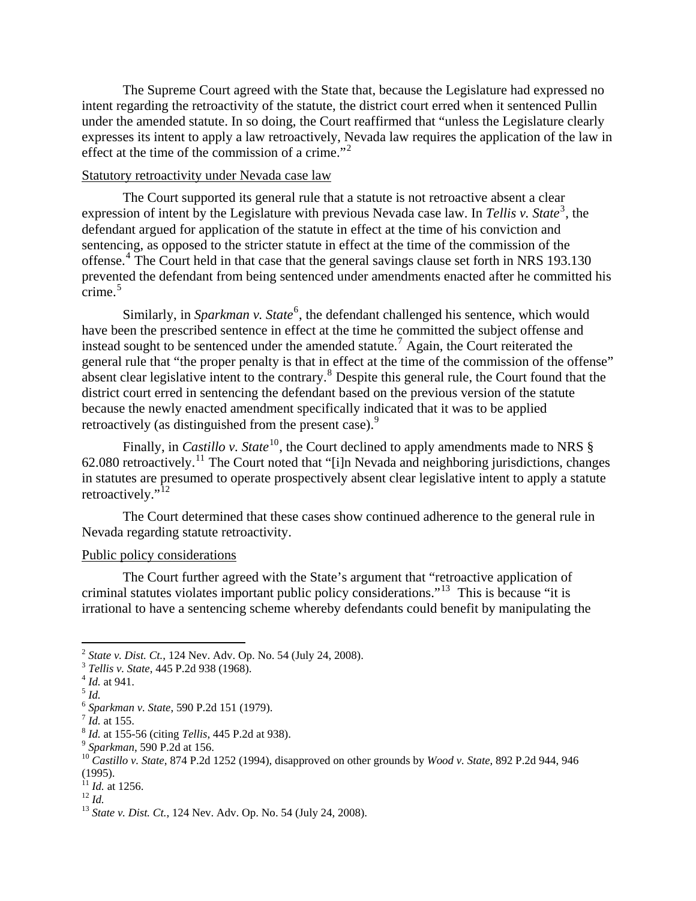The Supreme Court agreed with the State that, because the Legislature had expressed no intent regarding the retroactivity of the statute, the district court erred when it sentenced Pullin under the amended statute. In so doing, the Court reaffirmed that "unless the Legislature clearly expresses its intent to apply a law retroactively, Nevada law requires the application of the law in effect at the time of the commission of a crime."[2]

Statutory retroactivity under Nevada case law

The Court supported its general rule that a statute is not retroactive absent a clear expression of intent by the Legislature with previous Nevada case law. In *Tellis v. State*[3], the defendant argued for application of the statute in effect at the time of his conviction and sentencing, as opposed to the stricter statute in effect at the time of the commission of the offense.[4] The Court held in that case that the general savings clause set forth in NRS 193.130 prevented the defendant from being sentenced under amendments enacted after he committed his crime.[5]

Similarly, in *Sparkman v. State*[6], the defendant challenged his sentence, which would have been the prescribed sentence in effect at the time he committed the subject offense and instead sought to be sentenced under the amended statute.[7] Again, the Court reiterated the general rule that "the proper penalty is that in effect at the time of the commission of the offense" absent clear legislative intent to the contrary.[8] Despite this general rule, the Court found that the district court erred in sentencing the defendant based on the previous version of the statute because the newly enacted amendment specifically indicated that it was to be applied retroactively (as distinguished from the present case).[9]

Finally, in *Castillo v. State*[10], the Court declined to apply amendments made to NRS § 62.080 retroactively.[11] The Court noted that "[i]n Nevada and neighboring jurisdictions, changes in statutes are presumed to operate prospectively absent clear legislative intent to apply a statute retroactively."[12]

The Court determined that these cases show continued adherence to the general rule in Nevada regarding statute retroactivity.

Public policy considerations

The Court further agreed with the State's argument that "retroactive application of criminal statutes violates important public policy considerations."[13] This is because "it is irrational to have a sentencing scheme whereby defendants could benefit by manipulating the

---

[2] *State v. Dist. Ct.*, 124 Nev. Adv. Op. No. 54 (July 24, 2008).
[3] *Tellis v. State*, 445 P.2d 938 (1968).
[4] *Id.* at 941.
[5] *Id.*
[6] *Sparkman v. State*, 590 P.2d 151 (1979).
[7] *Id.* at 155.
[8] *Id.* at 155-56 (citing *Tellis*, 445 P.2d at 938).
[9] *Sparkman*, 590 P.2d at 156.
[10] *Castillo v. State*, 874 P.2d 1252 (1994), disapproved on other grounds by *Wood v. State*, 892 P.2d 944, 946 (1995).
[11] *Id.* at 1256.
[12] *Id.*
[13] *State v. Dist. Ct.*, 124 Nev. Adv. Op. No. 54 (July 24, 2008).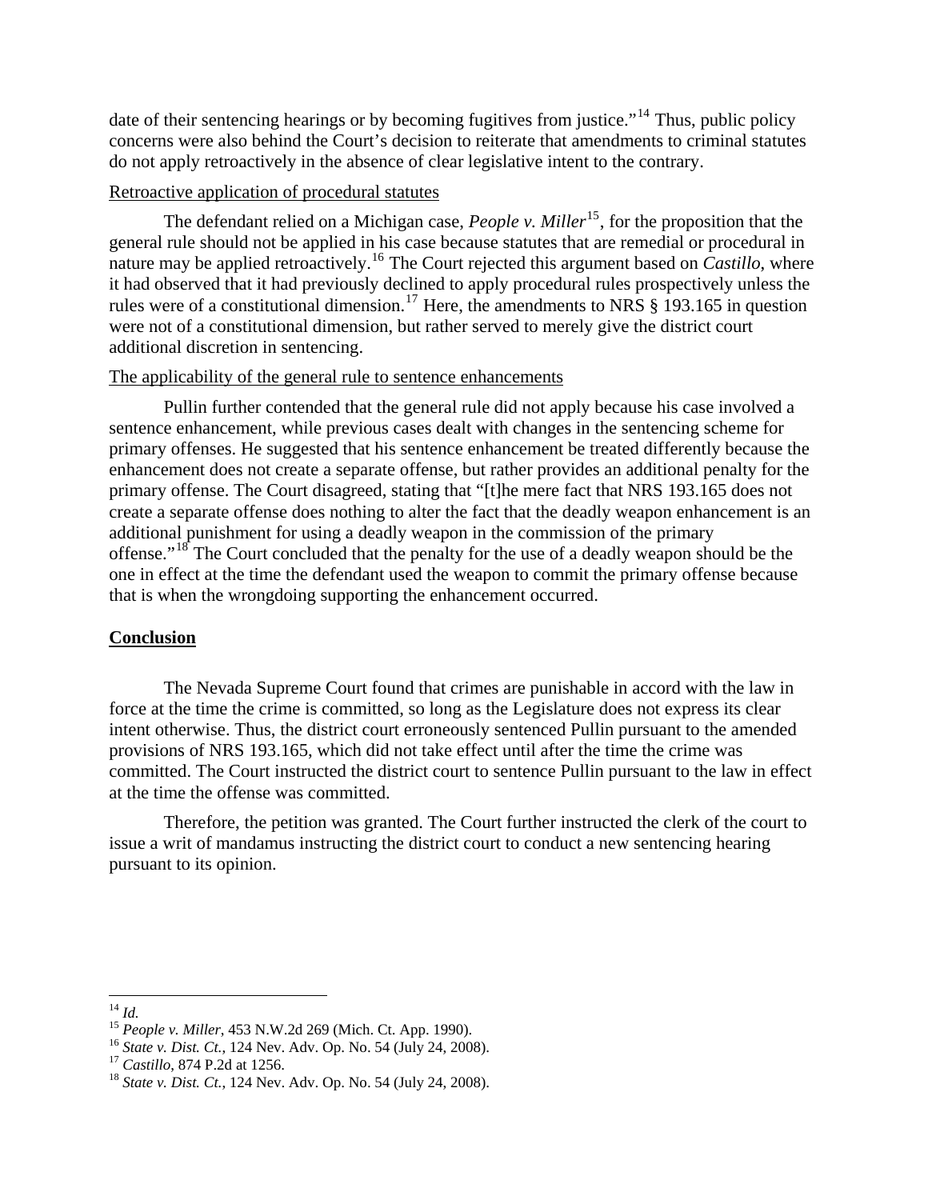date of their sentencing hearings or by becoming fugitives from justice."[14] Thus, public policy concerns were also behind the Court's decision to reiterate that amendments to criminal statutes do not apply retroactively in the absence of clear legislative intent to the contrary.

Retroactive application of procedural statutes

The defendant relied on a Michigan case, *People v. Miller*[15], for the proposition that the general rule should not be applied in his case because statutes that are remedial or procedural in nature may be applied retroactively.[16] The Court rejected this argument based on *Castillo*, where it had observed that it had previously declined to apply procedural rules prospectively unless the rules were of a constitutional dimension.[17] Here, the amendments to NRS § 193.165 in question were not of a constitutional dimension, but rather served to merely give the district court additional discretion in sentencing.

The applicability of the general rule to sentence enhancements

Pullin further contended that the general rule did not apply because his case involved a sentence enhancement, while previous cases dealt with changes in the sentencing scheme for primary offenses. He suggested that his sentence enhancement be treated differently because the enhancement does not create a separate offense, but rather provides an additional penalty for the primary offense. The Court disagreed, stating that "[t]he mere fact that NRS 193.165 does not create a separate offense does nothing to alter the fact that the deadly weapon enhancement is an additional punishment for using a deadly weapon in the commission of the primary offense."[18] The Court concluded that the penalty for the use of a deadly weapon should be the one in effect at the time the defendant used the weapon to commit the primary offense because that is when the wrongdoing supporting the enhancement occurred.

## Conclusion

The Nevada Supreme Court found that crimes are punishable in accord with the law in force at the time the crime is committed, so long as the Legislature does not express its clear intent otherwise. Thus, the district court erroneously sentenced Pullin pursuant to the amended provisions of NRS 193.165, which did not take effect until after the time the crime was committed. The Court instructed the district court to sentence Pullin pursuant to the law in effect at the time the offense was committed.

Therefore, the petition was granted. The Court further instructed the clerk of the court to issue a writ of mandamus instructing the district court to conduct a new sentencing hearing pursuant to its opinion.

---

[14] *Id.*
[15] *People v. Miller*, 453 N.W.2d 269 (Mich. Ct. App. 1990).
[16] *State v. Dist. Ct.*, 124 Nev. Adv. Op. No. 54 (July 24, 2008).
[17] *Castillo*, 874 P.2d at 1256.
[18] *State v. Dist. Ct.*, 124 Nev. Adv. Op. No. 54 (July 24, 2008).